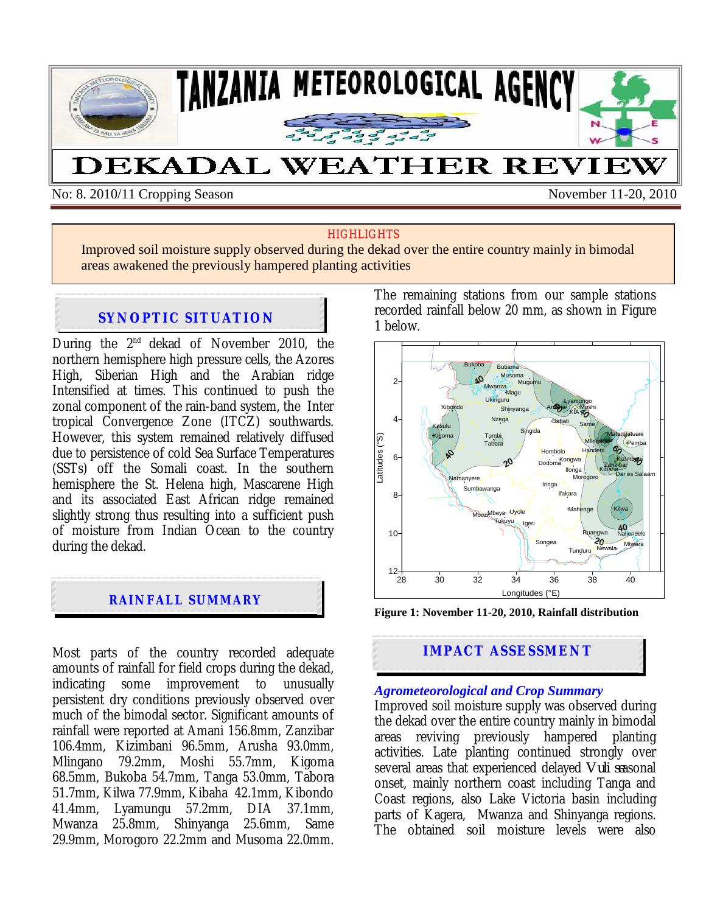# TANZANIA METEOROLOGICAL AGENCY

# DEKADAL WEATHER REVIEW

No: 8. 2010/11 Cropping Season — November 11-20, 2010

**HIGHLIGHTS**

Improved soil moisture supply observed during the dekad over the entire country mainly in bimodal areas awakened the previously hampered planting activities

## SYNOPTIC SITUATION

During the 2nd dekad of November 2010, the northern hemisphere high pressure cells, the Azores High, Siberian High and the Arabian ridge Intensified at times. This continued to push the zonal component of the rain-band system, the Inter tropical Convergence Zone (ITCZ) southwards. However, this system remained relatively diffused due to persistence of cold Sea Surface Temperatures (SSTs) off the Somali coast. In the southern hemisphere the St. Helena high, Mascarene High and its associated East African ridge remained slightly strong thus resulting into a sufficient push of moisture from Indian Ocean to the country during the dekad.

## RAINFALL SUMMARY

Most parts of the country recorded adequate amounts of rainfall for field crops during the dekad, indicating some improvement to unusually persistent dry conditions previously observed over much of the bimodal sector. Significant amounts of rainfall were reported at Amani 156.8mm, Zanzibar 106.4mm, Kizimbani 96.5mm, Arusha 93.0mm, Mlingano 79.2mm, Moshi 55.7mm, Kigoma 68.5mm, Bukoba 54.7mm, Tanga 53.0mm, Tabora 51.7mm, Kilwa 77.9mm, Kibaha 42.1mm, Kibondo 41.4mm, Lyamungu 57.2mm, DIA 37.1mm, Mwanza 25.8mm, Shinyanga 25.6mm, Same 29.9mm, Morogoro 22.2mm and Musoma 22.0mm.

The remaining stations from our sample stations recorded rainfall below 20 mm, as shown in Figure 1 below.

**Figure 1: November 11-20, 2010, Rainfall distribution**

## IMPACT ASSESSMENT

### *Agrometeorological and Crop Summary*

Improved soil moisture supply was observed during the dekad over the entire country mainly in bimodal areas reviving previously hampered planting activities. Late planting continued strongly over several areas that experienced delayed *Vuli* seasonal onset, mainly northern coast including Tanga and Coast regions, also Lake Victoria basin including parts of Kagera, Mwanza and Shinyanga regions. The obtained soil moisture levels were also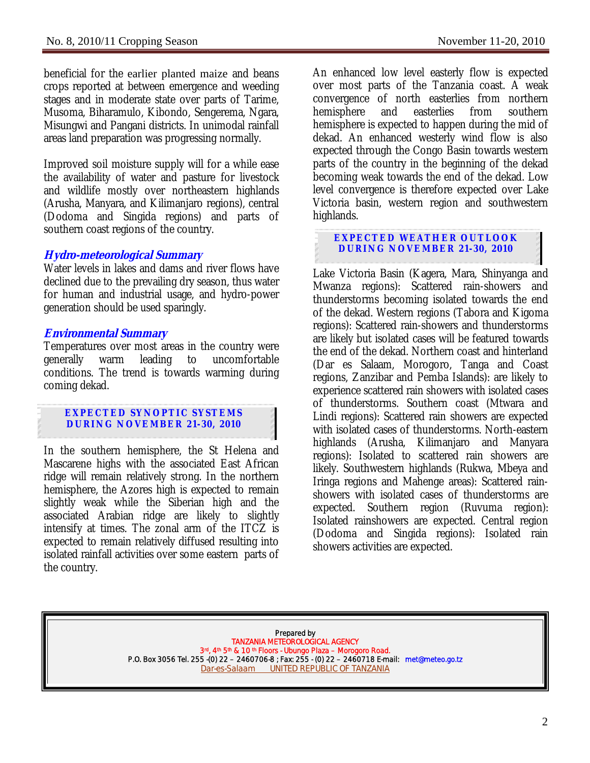beneficial for the earlier planted maize and beans crops reported at between emergence and weeding stages and in moderate state over parts of Tarime, Musoma, Biharamulo, Kibondo, Sengerema, Ngara, Misungwi and Pangani districts. In unimodal rainfall areas land preparation was progressing normally.

Improved soil moisture supply will for a while ease the availability of water and pasture for livestock and wildlife mostly over northeastern highlands (Arusha, Manyara, and Kilimanjaro regions), central (Dodoma and Singida regions) and parts of southern coast regions of the country.

### *Hydro-meteorological Summary*

Water levels in lakes and dams and river flows have declined due to the prevailing dry season, thus water for human and industrial usage, and hydro-power generation should be used sparingly.

### *Environmental Summary*

Temperatures over most areas in the country were generally warm leading to uncomfortable conditions. The trend is towards warming during coming dekad.

## EXPECTED SYNOPTIC SYSTEMS DURING NOVEMBER 21-30, 2010

In the southern hemisphere, the St Helena and Mascarene highs with the associated East African ridge will remain relatively strong. In the northern hemisphere, the Azores high is expected to remain slightly weak while the Siberian high and the associated Arabian ridge are likely to slightly intensify at times. The zonal arm of the ITCZ is expected to remain relatively diffused resulting into isolated rainfall activities over some eastern parts of the country.

An enhanced low level easterly flow is expected over most parts of the Tanzania coast. A weak convergence of north easterlies from northern hemisphere and easterlies from southern hemisphere is expected to happen during the mid of dekad. An enhanced westerly wind flow is also expected through the Congo Basin towards western parts of the country in the beginning of the dekad becoming weak towards the end of the dekad. Low level convergence is therefore expected over Lake Victoria basin, western region and southwestern highlands.

## EXPECTED WEATHER OUTLOOK DURING NOVEMBER 21-30, 2010

Lake Victoria Basin (Kagera, Mara, Shinyanga and Mwanza regions): Scattered rain-showers and thunderstorms becoming isolated towards the end of the dekad. Western regions (Tabora and Kigoma regions): Scattered rain-showers and thunderstorms are likely but isolated cases will be featured towards the end of the dekad. Northern coast and hinterland (Dar es Salaam, Morogoro, Tanga and Coast regions, Zanzibar and Pemba Islands): are likely to experience scattered rain showers with isolated cases of thunderstorms. Southern coast (Mtwara and Lindi regions): Scattered rain showers are expected with isolated cases of thunderstorms. North-eastern highlands (Arusha, Kilimanjaro and Manyara regions): Isolated to scattered rain showers are likely. Southwestern highlands (Rukwa, Mbeya and Iringa regions and Mahenge areas): Scattered rain-showers with isolated cases of thunderstorms are expected. Southern region (Ruvuma region): Isolated rainshowers are expected. Central region (Dodoma and Singida regions): Isolated rain showers activities are expected.

Prepared by
TANZANIA METEOROLOGICAL AGENCY
3rd, 4th 5th & 10 th Floors - Ubungo Plaza – Morogoro Road.
P.O. Box 3056 Tel. 255 -(0) 22 – 2460706-8 ; Fax: 255 - (0) 22 – 2460718 E-mail: met@meteo.go.tz
Dar-es-Salaam UNITED REPUBLIC OF TANZANIA